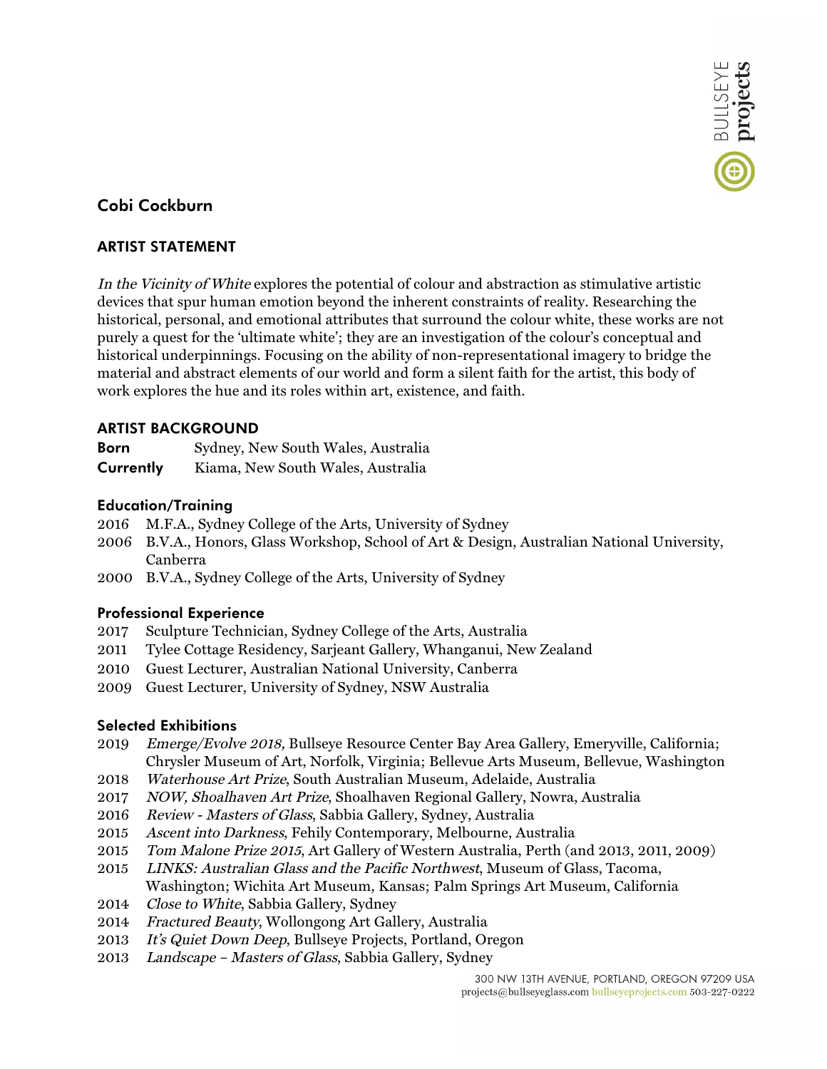# Cobi Cockburn

## ARTIST STATEMENT

*In the Vicinity of White* explores the potential of colour and abstraction as stimulative artistic devices that spur human emotion beyond the inherent constraints of reality. Researching the historical, personal, and emotional attributes that surround the colour white, these works are not purely a quest for the 'ultimate white'; they are an investigation of the colour's conceptual and historical underpinnings. Focusing on the ability of non-representational imagery to bridge the material and abstract elements of our world and form a silent faith for the artist, this body of work explores the hue and its roles within art, existence, and faith.

## ARTIST BACKGROUND

**Born** Sydney, New South Wales, Australia
**Currently** Kiama, New South Wales, Australia

### Education/Training

2016 M.F.A., Sydney College of the Arts, University of Sydney
2006 B.V.A., Honors, Glass Workshop, School of Art & Design, Australian National University, Canberra
2000 B.V.A., Sydney College of the Arts, University of Sydney

### Professional Experience

2017 Sculpture Technician, Sydney College of the Arts, Australia
2011 Tylee Cottage Residency, Sarjeant Gallery, Whanganui, New Zealand
2010 Guest Lecturer, Australian National University, Canberra
2009 Guest Lecturer, University of Sydney, NSW Australia

### Selected Exhibitions

2019 *Emerge/Evolve 2018,* Bullseye Resource Center Bay Area Gallery, Emeryville, California; Chrysler Museum of Art, Norfolk, Virginia; Bellevue Arts Museum, Bellevue, Washington
2018 *Waterhouse Art Prize*, South Australian Museum, Adelaide, Australia
2017 *NOW, Shoalhaven Art Prize*, Shoalhaven Regional Gallery, Nowra, Australia
2016 *Review - Masters of Glass*, Sabbia Gallery, Sydney, Australia
2015 *Ascent into Darkness*, Fehily Contemporary, Melbourne, Australia
2015 *Tom Malone Prize 2015*, Art Gallery of Western Australia, Perth (and 2013, 2011, 2009)
2015 *LINKS: Australian Glass and the Pacific Northwest*, Museum of Glass, Tacoma, Washington; Wichita Art Museum, Kansas; Palm Springs Art Museum, California
2014 *Close to White*, Sabbia Gallery, Sydney
2014 *Fractured Beauty*, Wollongong Art Gallery, Australia
2013 *It's Quiet Down Deep*, Bullseye Projects, Portland, Oregon
2013 *Landscape – Masters of Glass*, Sabbia Gallery, Sydney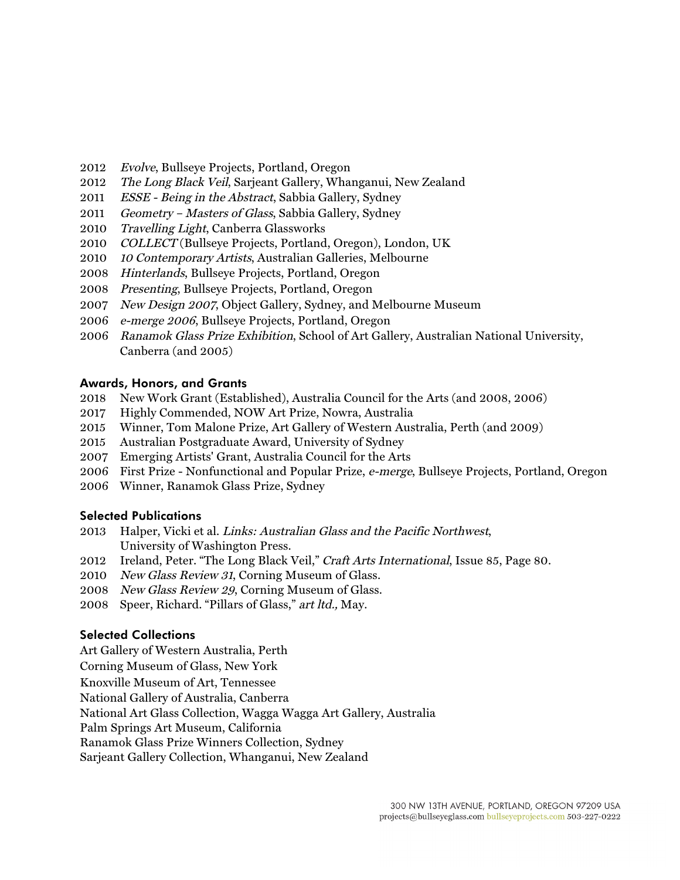2012 *Evolve*, Bullseye Projects, Portland, Oregon
2012 *The Long Black Veil*, Sarjeant Gallery, Whanganui, New Zealand
2011 *ESSE - Being in the Abstract*, Sabbia Gallery, Sydney
2011 *Geometry – Masters of Glass*, Sabbia Gallery, Sydney
2010 *Travelling Light*, Canberra Glassworks
2010 *COLLECT* (Bullseye Projects, Portland, Oregon), London, UK
2010 *10 Contemporary Artists*, Australian Galleries, Melbourne
2008 *Hinterlands*, Bullseye Projects, Portland, Oregon
2008 *Presenting*, Bullseye Projects, Portland, Oregon
2007 *New Design 2007*, Object Gallery, Sydney, and Melbourne Museum
2006 *e-merge 2006*, Bullseye Projects, Portland, Oregon
2006 *Ranamok Glass Prize Exhibition*, School of Art Gallery, Australian National University, Canberra (and 2005)

### Awards, Honors, and Grants

2018 New Work Grant (Established), Australia Council for the Arts (and 2008, 2006)
2017 Highly Commended, NOW Art Prize, Nowra, Australia
2015 Winner, Tom Malone Prize, Art Gallery of Western Australia, Perth (and 2009)
2015 Australian Postgraduate Award, University of Sydney
2007 Emerging Artists' Grant, Australia Council for the Arts
2006 First Prize - Nonfunctional and Popular Prize, *e-merge*, Bullseye Projects, Portland, Oregon
2006 Winner, Ranamok Glass Prize, Sydney

### Selected Publications

2013 Halper, Vicki et al. *Links: Australian Glass and the Pacific Northwest*, University of Washington Press.
2012 Ireland, Peter. "The Long Black Veil," *Craft Arts International*, Issue 85, Page 80.
2010 *New Glass Review 31*, Corning Museum of Glass.
2008 *New Glass Review 29*, Corning Museum of Glass.
2008 Speer, Richard. "Pillars of Glass," *art ltd.,* May.

### Selected Collections

Art Gallery of Western Australia, Perth
Corning Museum of Glass, New York
Knoxville Museum of Art, Tennessee
National Gallery of Australia, Canberra
National Art Glass Collection, Wagga Wagga Art Gallery, Australia
Palm Springs Art Museum, California
Ranamok Glass Prize Winners Collection, Sydney
Sarjeant Gallery Collection, Whanganui, New Zealand

300 NW 13TH AVENUE, PORTLAND, OREGON 97209 USA
projects@bullseyeglass.com bullseyeprojects.com 503-227-0222